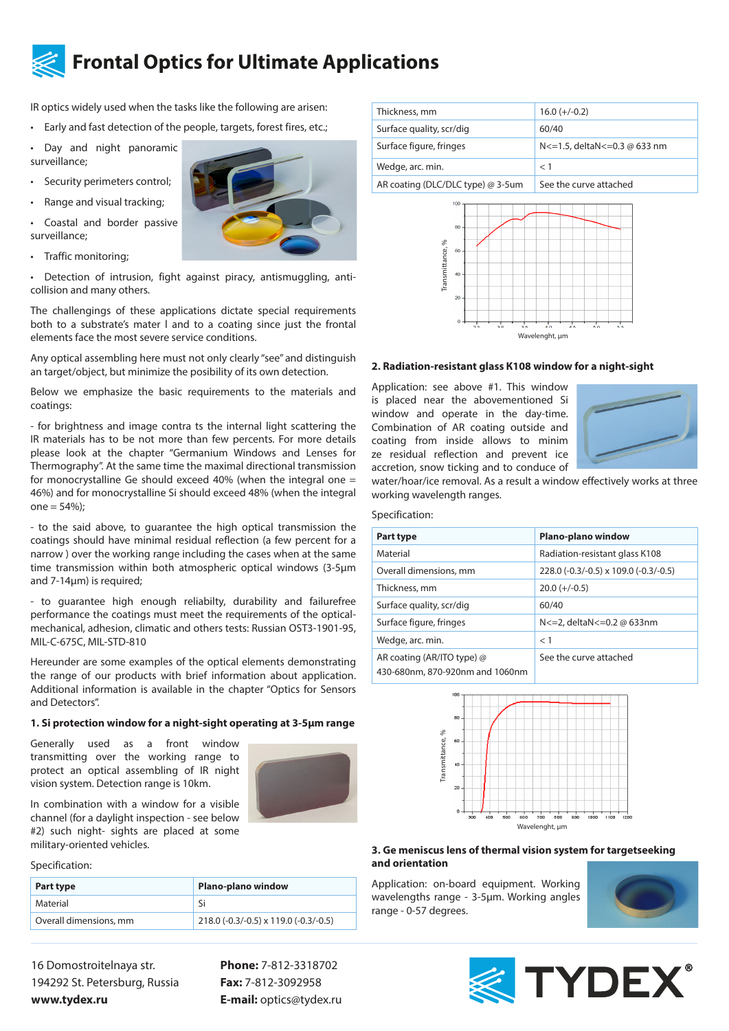# Frontal Optics for Ultimate Applications

IR optics widely used when the tasks like the following are arisen:

- Early and fast detection of the people, targets, forest fires, etc.;
- Day and night panoramic surveillance;
- Security perimeters control;
- Range and visual tracking;
- Coastal and border passive surveillance;
- Traffic monitoring;
- Detection of intrusion, fight against piracy, antismuggling, anti-collision and many others.

The challengings of these applications dictate special requirements both to a substrate's mater l and to a coating since just the frontal elements face the most severe service conditions.

Any optical assembling here must not only clearly "see" and distinguish an target/object, but minimize the posibility of its own detection.

Below we emphasize the basic requirements to the materials and coatings:

- for brightness and image contra ts the internal light scattering the IR materials has to be not more than few percents. For more details please look at the chapter "Germanium Windows and Lenses for Thermography". At the same time the maximal directional transmission for monocrystalline Ge should exceed 40% (when the integral one = 46%) and for monocrystalline Si should exceed 48% (when the integral one = 54%);

- to the said above, to guarantee the high optical transmission the coatings should have minimal residual reflection (a few percent for a narrow ) over the working range including the cases when at the same time transmission within both atmospheric optical windows (3-5µm and 7-14µm) is required;

- to guarantee high enough reliabilty, durability and failurefree performance the coatings must meet the requirements of the optical-mechanical, adhesion, climatic and others tests: Russian OST3-1901-95, MIL-C-675C, MIL-STD-810

Hereunder are some examples of the optical elements demonstrating the range of our products with brief information about application. Additional information is available in the chapter "Optics for Sensors and Detectors".

### 1. Si protection window for a night-sight operating at 3-5µm range

Generally used as a front window transmitting over the working range to protect an optical assembling of IR night vision system. Detection range is 10km.

In combination with a window for a visible channel (for a daylight inspection - see below #2) such night- sights are placed at some military-oriented vehicles.

Specification:

| Part type | Plano-plano window |
|---|---|
| Material | Si |
| Overall dimensions, mm | 218.0 (-0.3/-0.5) x 119.0 (-0.3/-0.5) |
| Thickness, mm | 16.0 (+/-0.2) |
| Surface quality, scr/dig | 60/40 |
| Surface figure, fringes | N<=1.5, deltaN<=0.3 @ 633 nm |
| Wedge, arc. min. | < 1 |
| AR coating (DLC/DLC type) @ 3-5um | See the curve attached |

### 2. Radiation-resistant glass K108 window for a night-sight

Application: see above #1. This window is placed near the abovementioned Si window and operate in the day-time. Combination of AR coating outside and coating from inside allows to minim ze residual reflection and prevent ice accretion, snow ticking and to conduce of water/hoar/ice removal. As a result a window effectively works at three working wavelength ranges.

Specification:

| Part type | Plano-plano window |
|---|---|
| Material | Radiation-resistant glass K108 |
| Overall dimensions, mm | 228.0 (-0.3/-0.5) x 109.0 (-0.3/-0.5) |
| Thickness, mm | 20.0 (+/-0.5) |
| Surface quality, scr/dig | 60/40 |
| Surface figure, fringes | N<=2, deltaN<=0.2 @ 633nm |
| Wedge, arc. min. | < 1 |
| AR coating (AR/ITO type) @ 430-680nm, 870-920nm and 1060nm | See the curve attached |

### 3. Ge meniscus lens of thermal vision system for targetseeking and orientation

Application: on-board equipment. Working wavelengths range - 3-5µm. Working angles range - 0-57 degrees.

16 Domostroitelnaya str.
194292 St. Petersburg, Russia
**www.tydex.ru**

**Phone:** 7-812-3318702
**Fax:** 7-812-3092958
**E-mail:** optics@tydex.ru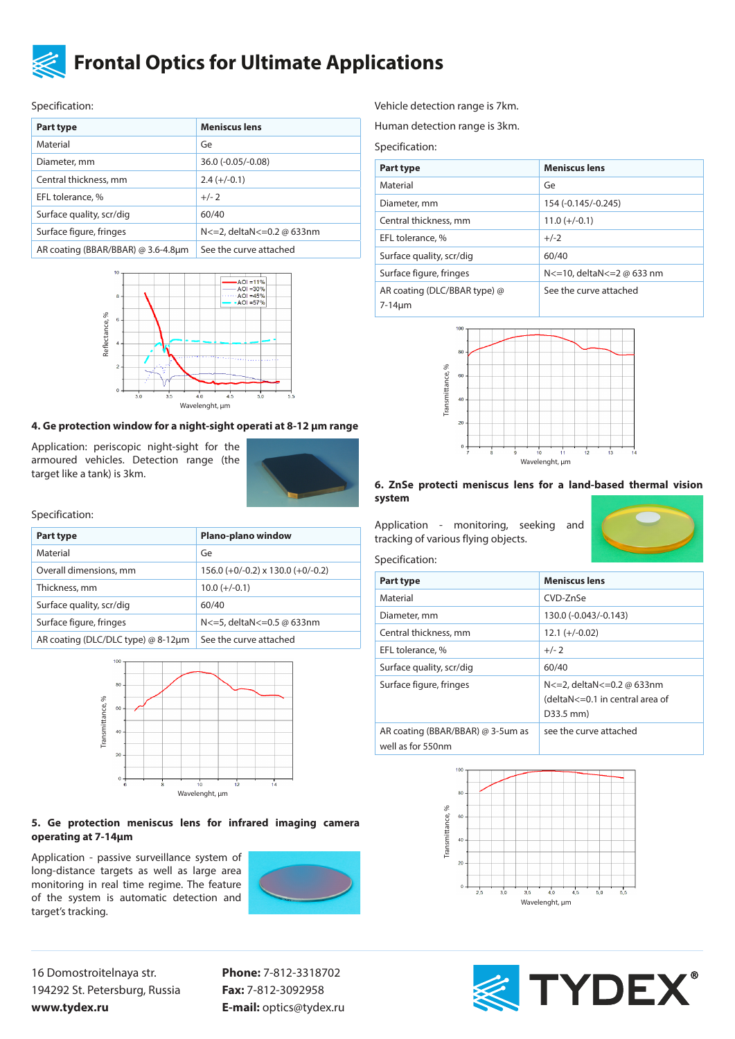# Frontal Optics for Ultimate Applications

Specification:

| Part type | Meniscus lens |
|---|---|
| Material | Ge |
| Diameter, mm | 36.0 (-0.05/-0.08) |
| Central thickness, mm | 2.4 (+/-0.1) |
| EFL tolerance, % | +/- 2 |
| Surface quality, scr/dig | 60/40 |
| Surface figure, fringes | N<=2, deltaN<=0.2 @ 633nm |
| AR coating (BBAR/BBAR) @ 3.6-4.8µm | See the curve attached |

### 4. Ge protection window for a night-sight operati at 8-12 µm range

Application: periscopic night-sight for the armoured vehicles. Detection range (the target like a tank) is 3km.

Specification:

| Part type | Plano-plano window |
|---|---|
| Material | Ge |
| Overall dimensions, mm | 156.0 (+0/-0.2) x 130.0 (+0/-0.2) |
| Thickness, mm | 10.0 (+/-0.1) |
| Surface quality, scr/dig | 60/40 |
| Surface figure, fringes | N<=5, deltaN<=0.5 @ 633nm |
| AR coating (DLC/DLC type) @ 8-12µm | See the curve attached |

### 5. Ge protection meniscus lens for infrared imaging camera operating at 7-14µm

Application - passive surveillance system of long-distance targets as well as large area monitoring in real time regime. The feature of the system is automatic detection and target's tracking.

Vehicle detection range is 7km.

Human detection range is 3km.

Specification:

| Part type | Meniscus lens |
|---|---|
| Material | Ge |
| Diameter, mm | 154 (-0.145/-0.245) |
| Central thickness, mm | 11.0 (+/-0.1) |
| EFL tolerance, % | +/-2 |
| Surface quality, scr/dig | 60/40 |
| Surface figure, fringes | N<=10, deltaN<=2 @ 633 nm |
| AR coating (DLC/BBAR type) @ 7-14µm | See the curve attached |

### 6. ZnSe protecti meniscus lens for a land-based thermal vision system

Application - monitoring, seeking and tracking of various flying objects.

Specification:

| Part type | Meniscus lens |
|---|---|
| Material | CVD-ZnSe |
| Diameter, mm | 130.0 (-0.043/-0.143) |
| Central thickness, mm | 12.1 (+/-0.02) |
| EFL tolerance, % | +/- 2 |
| Surface quality, scr/dig | 60/40 |
| Surface figure, fringes | N<=2, deltaN<=0.2 @ 633nm (deltaN<=0.1 in central area of D33.5 mm) |
| AR coating (BBAR/BBAR) @ 3-5um as well as for 550nm | see the curve attached |

16 Domostroitelnaya str.
194292 St. Petersburg, Russia
**www.tydex.ru**

**Phone:** 7-812-3318702
**Fax:** 7-812-3092958
**E-mail:** optics@tydex.ru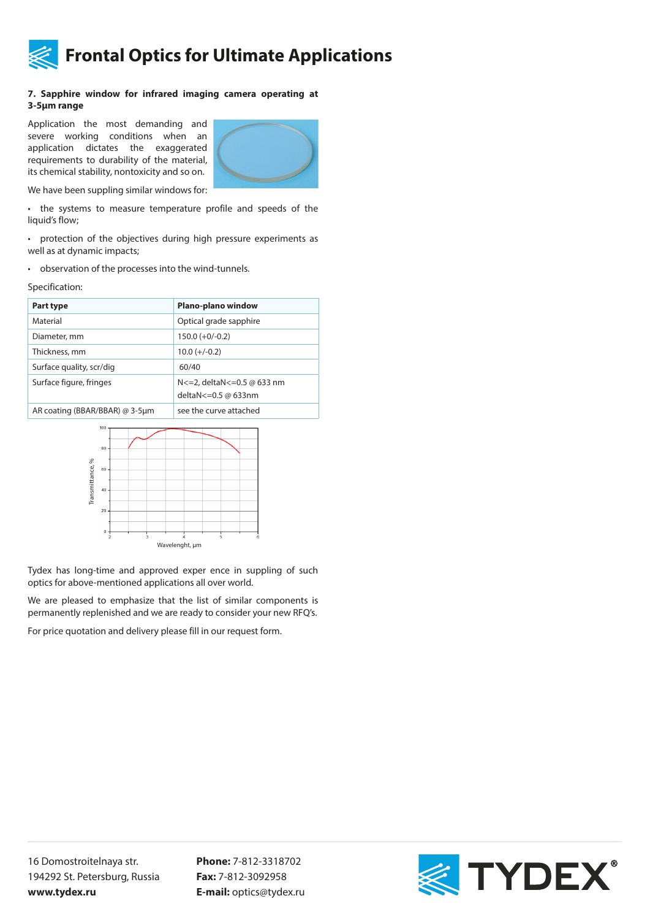# Frontal Optics for Ultimate Applications

**7. Sapphire window for infrared imaging camera operating at 3-5µm range**

Application the most demanding and severe working conditions when an application dictates the exaggerated requirements to durability of the material, its chemical stability, nontoxicity and so on.

We have been suppling similar windows for:

- the systems to measure temperature profile and speeds of the liquid's flow;
- protection of the objectives during high pressure experiments as well as at dynamic impacts;
- observation of the processes into the wind-tunnels.

Specification:

| Part type | Plano-plano window |
|---|---|
| Material | Optical grade sapphire |
| Diameter, mm | 150.0 (+0/-0.2) |
| Thickness, mm | 10.0 (+/-0.2) |
| Surface quality, scr/dig | 60/40 |
| Surface figure, fringes | N<=2, deltaN<=0.5 @ 633 nm<br>deltaN<=0.5 @ 633nm |
| AR coating (BBAR/BBAR) @ 3-5µm | see the curve attached |

Transmittance, %

100
80
60
40
20
0

2
3
4
5
6

Wavelenght, µm

Tydex has long-time and approved exper ence in suppling of such optics for above-mentioned applications all over world.

We are pleased to emphasize that the list of similar components is permanently replenished and we are ready to consider your new RFQ's.

For price quotation and delivery please fill in our request form.

16 Domostroitelnaya str.
194292 St. Petersburg, Russia
**www.tydex.ru**

**Phone:** 7-812-3318702
**Fax:** 7-812-3092958
**E-mail:** optics@tydex.ru